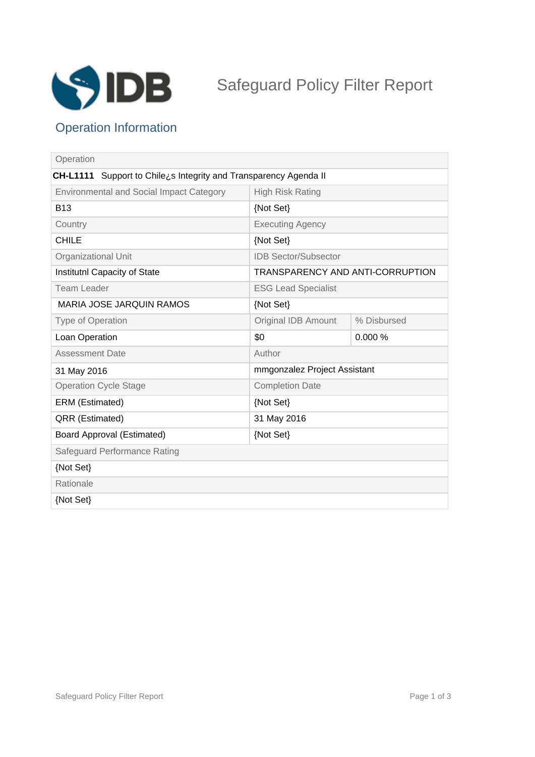# Safeguard Policy Filter Report

## Operation Information

| Operation | | |
|---|---|---|
| **CH-L1111** Support to Chile¿s Integrity and Transparency Agenda II | | |
| Environmental and Social Impact Category | High Risk Rating | |
| B13 | {Not Set} | |
| Country | Executing Agency | |
| CHILE | {Not Set} | |
| Organizational Unit | IDB Sector/Subsector | |
| Institutnl Capacity of State | TRANSPARENCY AND ANTI-CORRUPTION | |
| Team Leader | ESG Lead Specialist | |
| MARIA JOSE JARQUIN RAMOS | {Not Set} | |
| Type of Operation | Original IDB Amount | % Disbursed |
| Loan Operation | $0 | 0.000 % |
| Assessment Date | Author | |
| 31 May 2016 | mmgonzalez Project Assistant | |
| Operation Cycle Stage | Completion Date | |
| ERM (Estimated) | {Not Set} | |
| QRR (Estimated) | 31 May 2016 | |
| Board Approval (Estimated) | {Not Set} | |
| Safeguard Performance Rating | | |
| {Not Set} | | |
| Rationale | | |
| {Not Set} | | |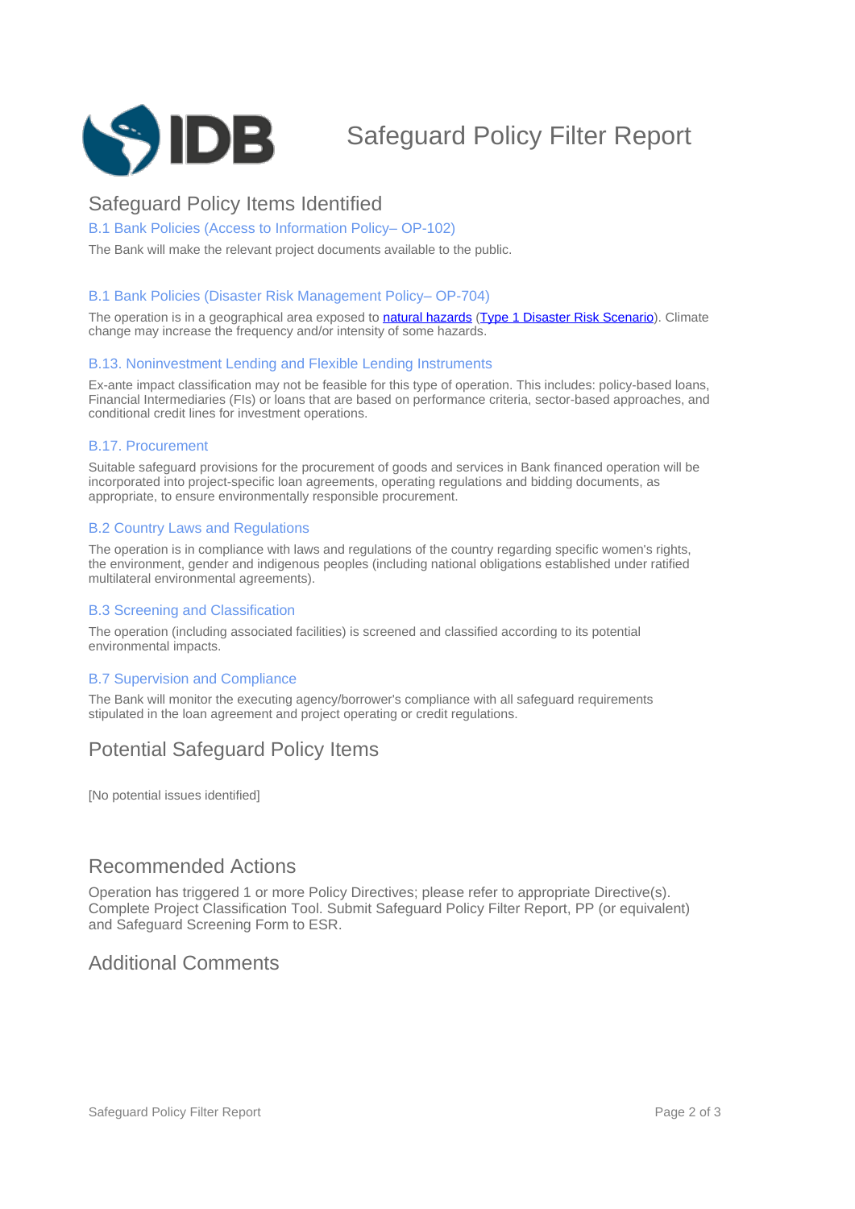# Safeguard Policy Filter Report

## Safeguard Policy Items Identified

### B.1 Bank Policies (Access to Information Policy– OP-102)

The Bank will make the relevant project documents available to the public.

### B.1 Bank Policies (Disaster Risk Management Policy– OP-704)

The operation is in a geographical area exposed to natural hazards (Type 1 Disaster Risk Scenario). Climate change may increase the frequency and/or intensity of some hazards.

### B.13. Noninvestment Lending and Flexible Lending Instruments

Ex-ante impact classification may not be feasible for this type of operation. This includes: policy-based loans, Financial Intermediaries (FIs) or loans that are based on performance criteria, sector-based approaches, and conditional credit lines for investment operations.

### B.17. Procurement

Suitable safeguard provisions for the procurement of goods and services in Bank financed operation will be incorporated into project-specific loan agreements, operating regulations and bidding documents, as appropriate, to ensure environmentally responsible procurement.

### B.2 Country Laws and Regulations

The operation is in compliance with laws and regulations of the country regarding specific women's rights, the environment, gender and indigenous peoples (including national obligations established under ratified multilateral environmental agreements).

### B.3 Screening and Classification

The operation (including associated facilities) is screened and classified according to its potential environmental impacts.

### B.7 Supervision and Compliance

The Bank will monitor the executing agency/borrower's compliance with all safeguard requirements stipulated in the loan agreement and project operating or credit regulations.

## Potential Safeguard Policy Items

[No potential issues identified]

## Recommended Actions

Operation has triggered 1 or more Policy Directives; please refer to appropriate Directive(s). Complete Project Classification Tool. Submit Safeguard Policy Filter Report, PP (or equivalent) and Safeguard Screening Form to ESR.

## Additional Comments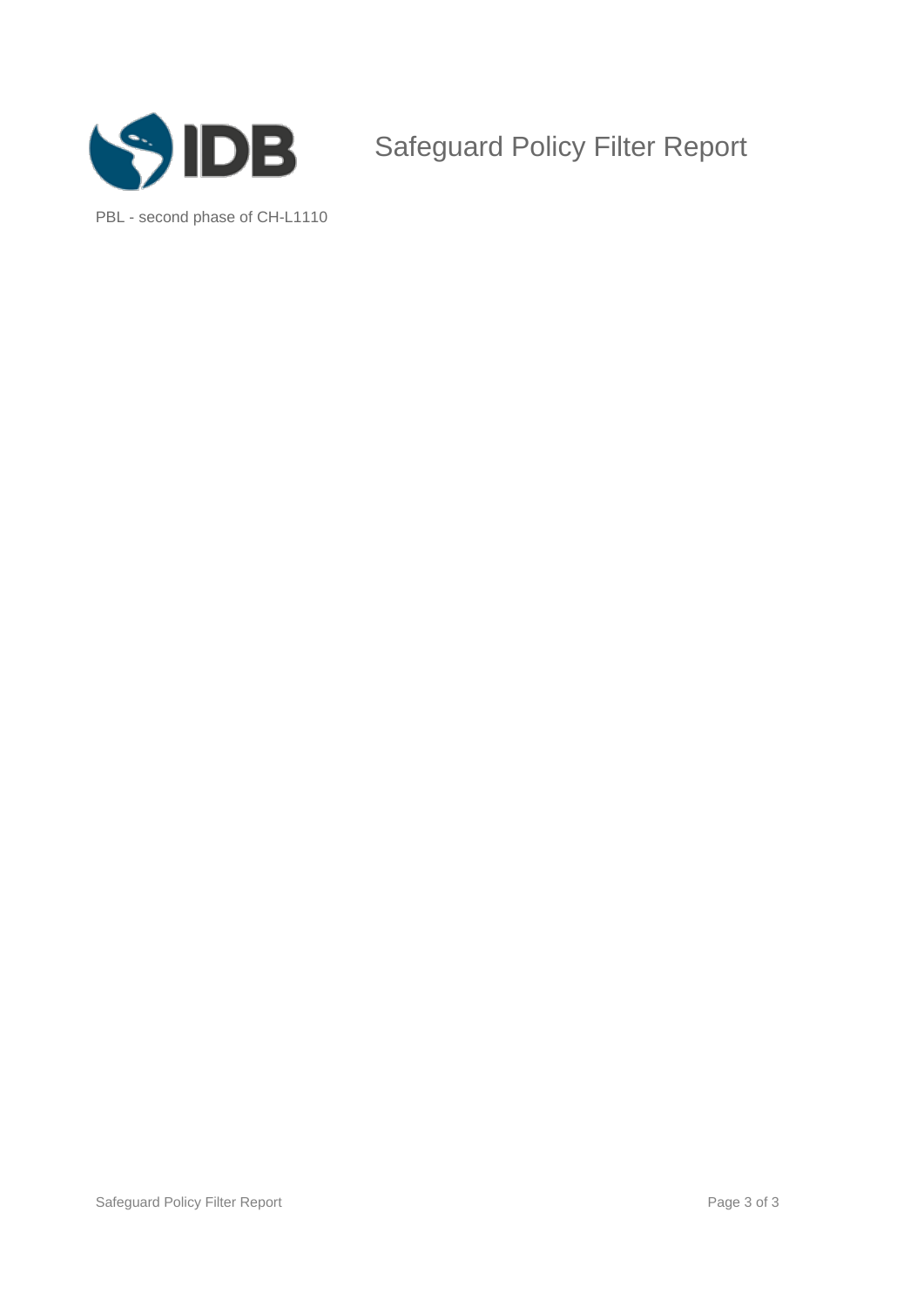# Safeguard Policy Filter Report

PBL - second phase of CH-L1110